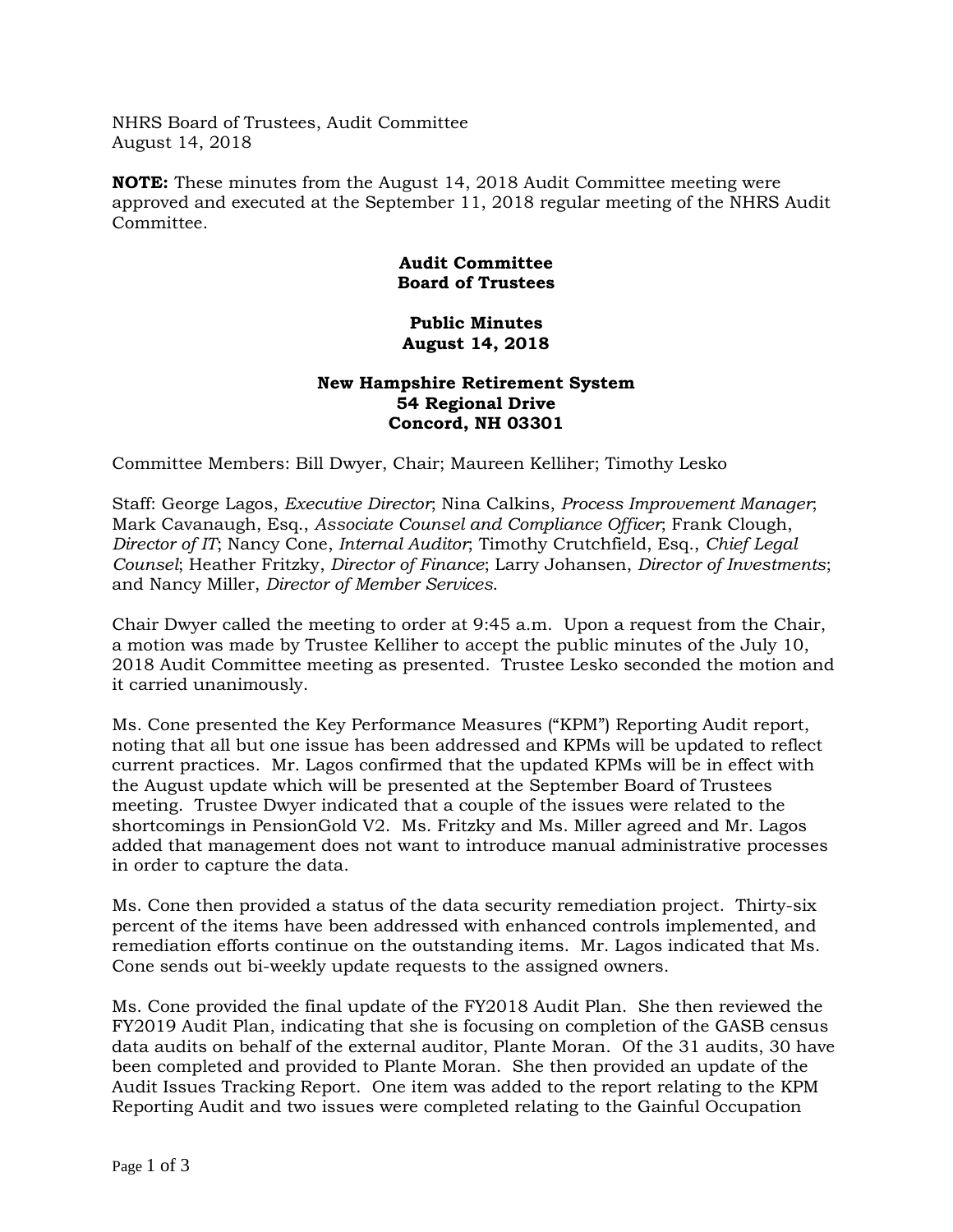NHRS Board of Trustees, Audit Committee
August 14, 2018

**NOTE:** These minutes from the August 14, 2018 Audit Committee meeting were approved and executed at the September 11, 2018 regular meeting of the NHRS Audit Committee.

**Audit Committee**
**Board of Trustees**

**Public Minutes**
**August 14, 2018**

**New Hampshire Retirement System**
**54 Regional Drive**
**Concord, NH 03301**

Committee Members: Bill Dwyer, Chair; Maureen Kelliher; Timothy Lesko

Staff: George Lagos, *Executive Director*; Nina Calkins, *Process Improvement Manager*; Mark Cavanaugh, Esq., *Associate Counsel and Compliance Officer*; Frank Clough, *Director of IT*; Nancy Cone, *Internal Auditor*; Timothy Crutchfield, Esq., *Chief Legal Counsel*; Heather Fritzky, *Director of Finance*; Larry Johansen, *Director of Investments*; and Nancy Miller, *Director of Member Services*.

Chair Dwyer called the meeting to order at 9:45 a.m. Upon a request from the Chair, a motion was made by Trustee Kelliher to accept the public minutes of the July 10, 2018 Audit Committee meeting as presented. Trustee Lesko seconded the motion and it carried unanimously.

Ms. Cone presented the Key Performance Measures ("KPM") Reporting Audit report, noting that all but one issue has been addressed and KPMs will be updated to reflect current practices. Mr. Lagos confirmed that the updated KPMs will be in effect with the August update which will be presented at the September Board of Trustees meeting. Trustee Dwyer indicated that a couple of the issues were related to the shortcomings in PensionGold V2. Ms. Fritzky and Ms. Miller agreed and Mr. Lagos added that management does not want to introduce manual administrative processes in order to capture the data.

Ms. Cone then provided a status of the data security remediation project. Thirty-six percent of the items have been addressed with enhanced controls implemented, and remediation efforts continue on the outstanding items. Mr. Lagos indicated that Ms. Cone sends out bi-weekly update requests to the assigned owners.

Ms. Cone provided the final update of the FY2018 Audit Plan. She then reviewed the FY2019 Audit Plan, indicating that she is focusing on completion of the GASB census data audits on behalf of the external auditor, Plante Moran. Of the 31 audits, 30 have been completed and provided to Plante Moran. She then provided an update of the Audit Issues Tracking Report. One item was added to the report relating to the KPM Reporting Audit and two issues were completed relating to the Gainful Occupation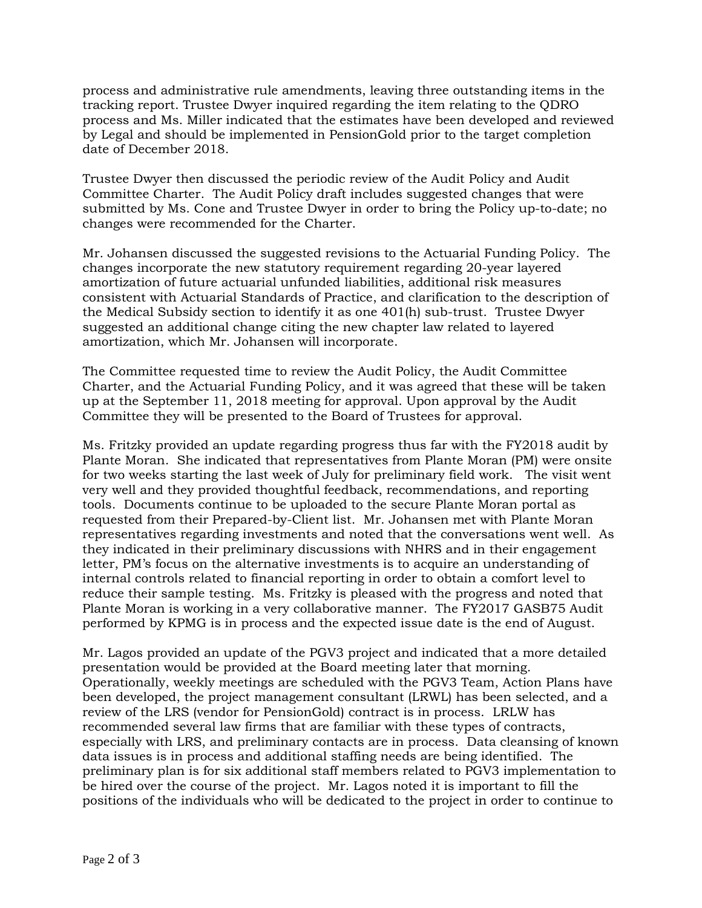process and administrative rule amendments, leaving three outstanding items in the tracking report. Trustee Dwyer inquired regarding the item relating to the QDRO process and Ms. Miller indicated that the estimates have been developed and reviewed by Legal and should be implemented in PensionGold prior to the target completion date of December 2018.

Trustee Dwyer then discussed the periodic review of the Audit Policy and Audit Committee Charter. The Audit Policy draft includes suggested changes that were submitted by Ms. Cone and Trustee Dwyer in order to bring the Policy up-to-date; no changes were recommended for the Charter.

Mr. Johansen discussed the suggested revisions to the Actuarial Funding Policy. The changes incorporate the new statutory requirement regarding 20-year layered amortization of future actuarial unfunded liabilities, additional risk measures consistent with Actuarial Standards of Practice, and clarification to the description of the Medical Subsidy section to identify it as one 401(h) sub-trust. Trustee Dwyer suggested an additional change citing the new chapter law related to layered amortization, which Mr. Johansen will incorporate.

The Committee requested time to review the Audit Policy, the Audit Committee Charter, and the Actuarial Funding Policy, and it was agreed that these will be taken up at the September 11, 2018 meeting for approval. Upon approval by the Audit Committee they will be presented to the Board of Trustees for approval.

Ms. Fritzky provided an update regarding progress thus far with the FY2018 audit by Plante Moran. She indicated that representatives from Plante Moran (PM) were onsite for two weeks starting the last week of July for preliminary field work. The visit went very well and they provided thoughtful feedback, recommendations, and reporting tools. Documents continue to be uploaded to the secure Plante Moran portal as requested from their Prepared-by-Client list. Mr. Johansen met with Plante Moran representatives regarding investments and noted that the conversations went well. As they indicated in their preliminary discussions with NHRS and in their engagement letter, PM's focus on the alternative investments is to acquire an understanding of internal controls related to financial reporting in order to obtain a comfort level to reduce their sample testing. Ms. Fritzky is pleased with the progress and noted that Plante Moran is working in a very collaborative manner. The FY2017 GASB75 Audit performed by KPMG is in process and the expected issue date is the end of August.

Mr. Lagos provided an update of the PGV3 project and indicated that a more detailed presentation would be provided at the Board meeting later that morning. Operationally, weekly meetings are scheduled with the PGV3 Team, Action Plans have been developed, the project management consultant (LRWL) has been selected, and a review of the LRS (vendor for PensionGold) contract is in process. LRLW has recommended several law firms that are familiar with these types of contracts, especially with LRS, and preliminary contacts are in process. Data cleansing of known data issues is in process and additional staffing needs are being identified. The preliminary plan is for six additional staff members related to PGV3 implementation to be hired over the course of the project. Mr. Lagos noted it is important to fill the positions of the individuals who will be dedicated to the project in order to continue to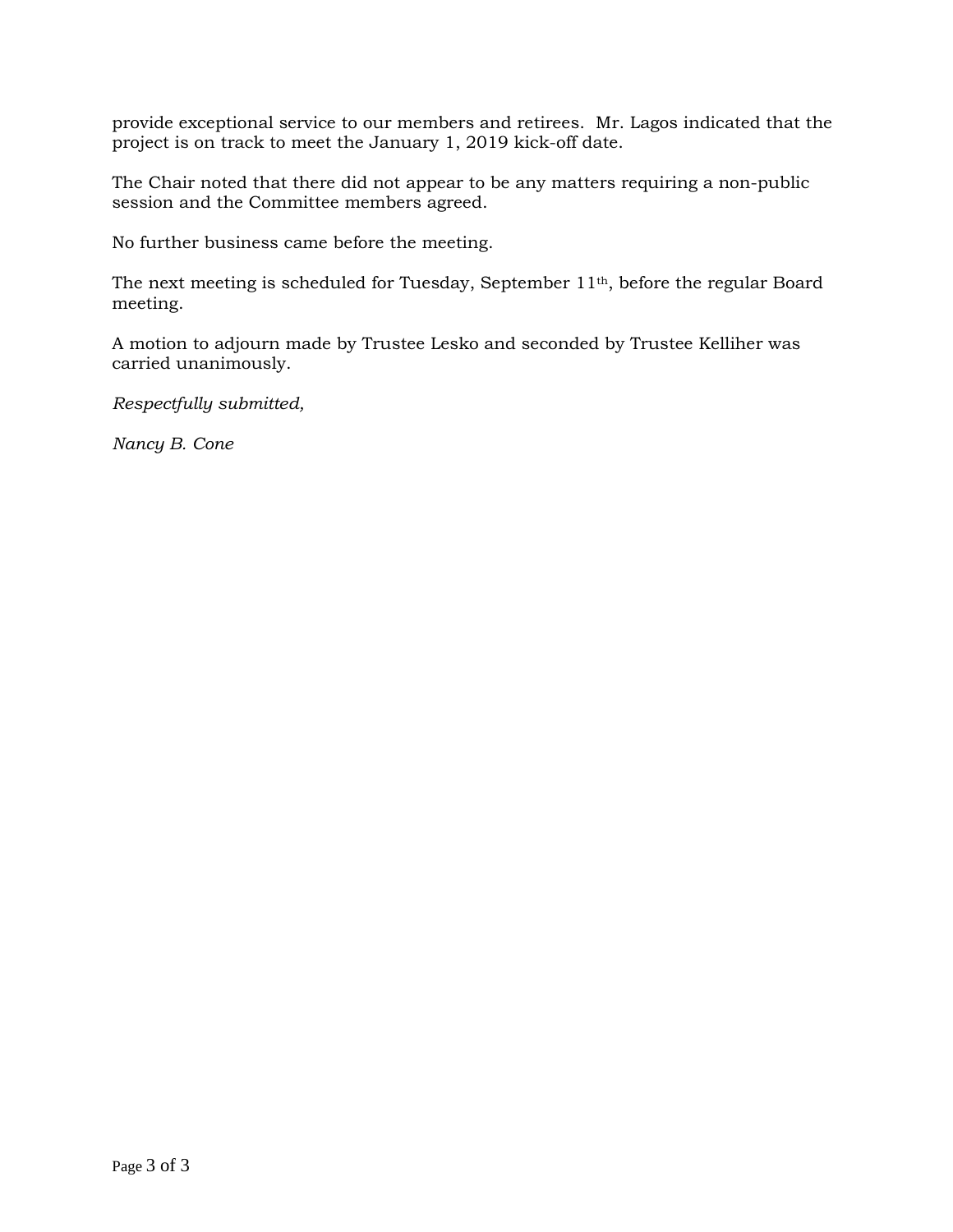provide exceptional service to our members and retirees. Mr. Lagos indicated that the project is on track to meet the January 1, 2019 kick-off date.

The Chair noted that there did not appear to be any matters requiring a non-public session and the Committee members agreed.

No further business came before the meeting.

The next meeting is scheduled for Tuesday, September 11th, before the regular Board meeting.

A motion to adjourn made by Trustee Lesko and seconded by Trustee Kelliher was carried unanimously.

*Respectfully submitted,*

*Nancy B. Cone*